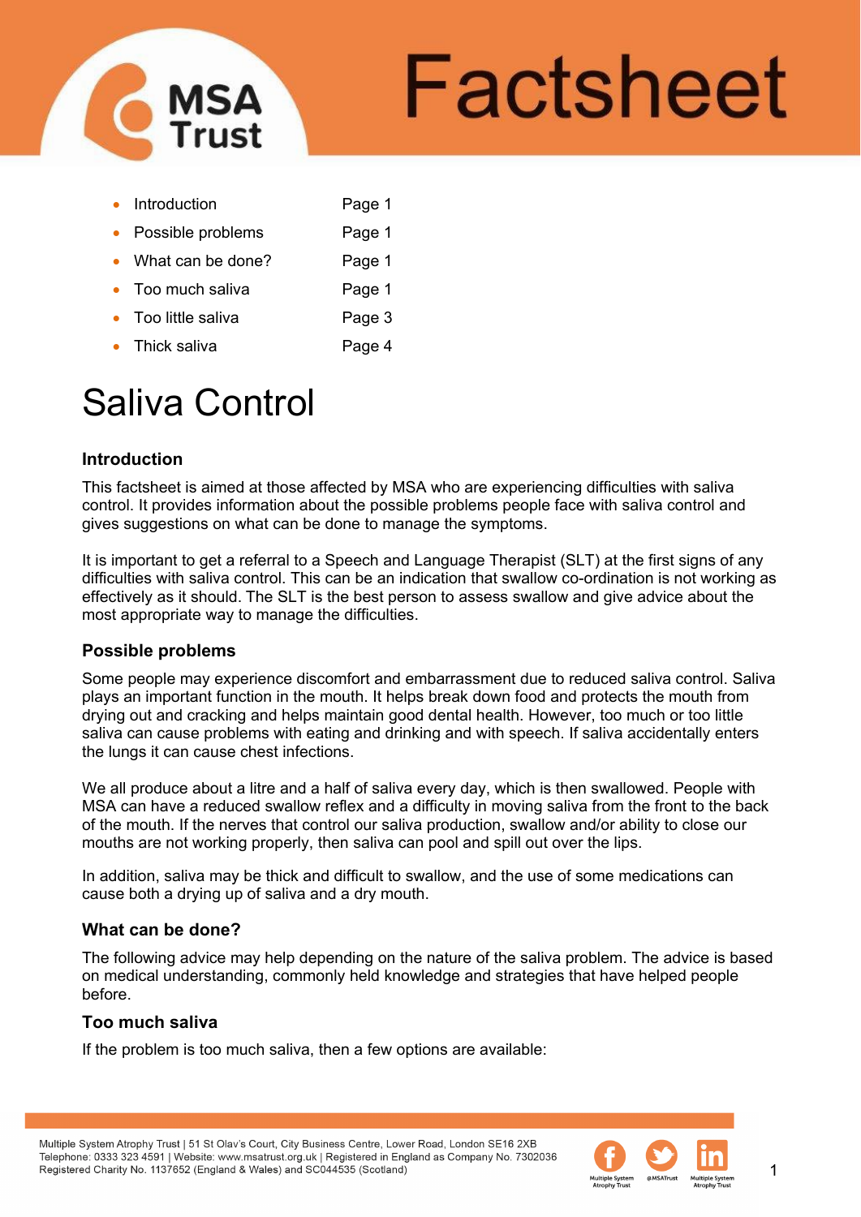- Introduction Page 1
- Possible problems Page 1
- What can be done? Page 1
- Too much saliva Page 1
- Too little saliva Page 3
- Thick saliva Page 4

# Saliva Control

### Introduction

This factsheet is aimed at those affected by MSA who are experiencing difficulties with saliva control. It provides information about the possible problems people face with saliva control and gives suggestions on what can be done to manage the symptoms.

It is important to get a referral to a Speech and Language Therapist (SLT) at the first signs of any difficulties with saliva control. This can be an indication that swallow co-ordination is not working as effectively as it should. The SLT is the best person to assess swallow and give advice about the most appropriate way to manage the difficulties.

### Possible problems

Some people may experience discomfort and embarrassment due to reduced saliva control. Saliva plays an important function in the mouth. It helps break down food and protects the mouth from drying out and cracking and helps maintain good dental health. However, too much or too little saliva can cause problems with eating and drinking and with speech. If saliva accidentally enters the lungs it can cause chest infections.

We all produce about a litre and a half of saliva every day, which is then swallowed. People with MSA can have a reduced swallow reflex and a difficulty in moving saliva from the front to the back of the mouth. If the nerves that control our saliva production, swallow and/or ability to close our mouths are not working properly, then saliva can pool and spill out over the lips.

In addition, saliva may be thick and difficult to swallow, and the use of some medications can cause both a drying up of saliva and a dry mouth.

### What can be done?

The following advice may help depending on the nature of the saliva problem. The advice is based on medical understanding, commonly held knowledge and strategies that have helped people before.

### Too much saliva

If the problem is too much saliva, then a few options are available: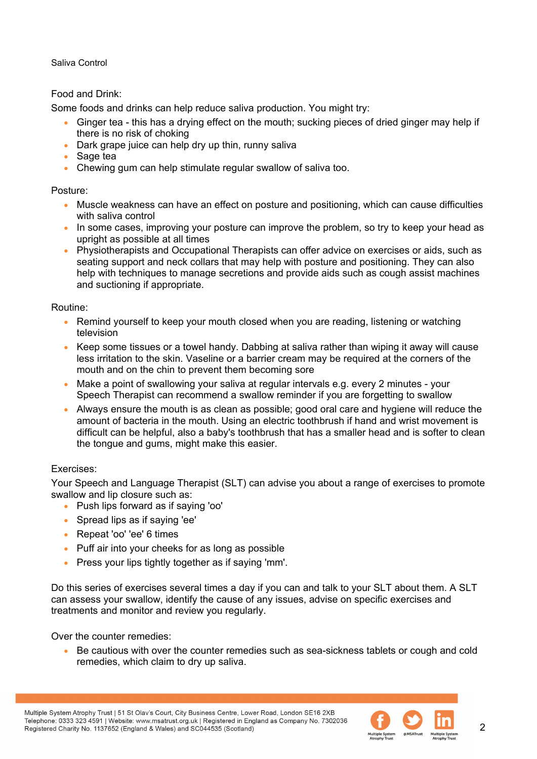Saliva Control

Food and Drink:

Some foods and drinks can help reduce saliva production. You might try:

- Ginger tea - this has a drying effect on the mouth; sucking pieces of dried ginger may help if there is no risk of choking
- Dark grape juice can help dry up thin, runny saliva
- Sage tea
- Chewing gum can help stimulate regular swallow of saliva too.

Posture:

- Muscle weakness can have an effect on posture and positioning, which can cause difficulties with saliva control
- In some cases, improving your posture can improve the problem, so try to keep your head as upright as possible at all times
- Physiotherapists and Occupational Therapists can offer advice on exercises or aids, such as seating support and neck collars that may help with posture and positioning. They can also help with techniques to manage secretions and provide aids such as cough assist machines and suctioning if appropriate.

Routine:

- Remind yourself to keep your mouth closed when you are reading, listening or watching television
- Keep some tissues or a towel handy. Dabbing at saliva rather than wiping it away will cause less irritation to the skin. Vaseline or a barrier cream may be required at the corners of the mouth and on the chin to prevent them becoming sore
- Make a point of swallowing your saliva at regular intervals e.g. every 2 minutes - your Speech Therapist can recommend a swallow reminder if you are forgetting to swallow
- Always ensure the mouth is as clean as possible; good oral care and hygiene will reduce the amount of bacteria in the mouth. Using an electric toothbrush if hand and wrist movement is difficult can be helpful, also a baby's toothbrush that has a smaller head and is softer to clean the tongue and gums, might make this easier.

Exercises:

Your Speech and Language Therapist (SLT) can advise you about a range of exercises to promote swallow and lip closure such as:

- Push lips forward as if saying 'oo'
- Spread lips as if saying 'ee'
- Repeat 'oo' 'ee' 6 times
- Puff air into your cheeks for as long as possible
- Press your lips tightly together as if saying 'mm'.

Do this series of exercises several times a day if you can and talk to your SLT about them. A SLT can assess your swallow, identify the cause of any issues, advise on specific exercises and treatments and monitor and review you regularly.

Over the counter remedies:

- Be cautious with over the counter remedies such as sea-sickness tablets or cough and cold remedies, which claim to dry up saliva.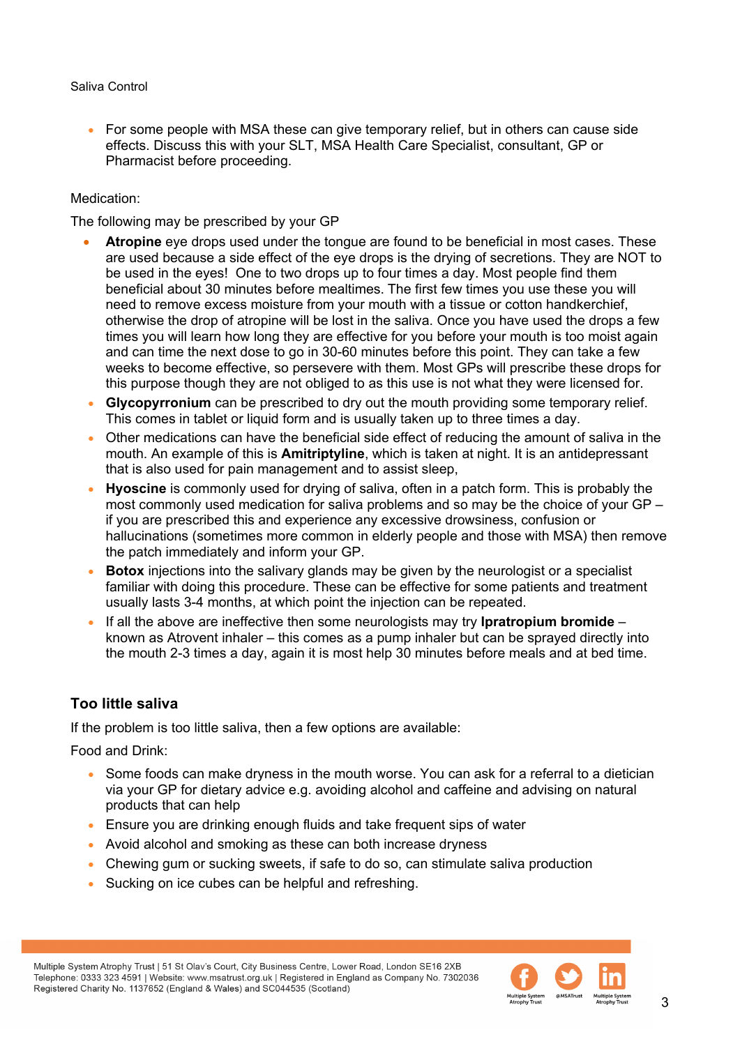- For some people with MSA these can give temporary relief, but in others can cause side effects. Discuss this with your SLT, MSA Health Care Specialist, consultant, GP or Pharmacist before proceeding.

Medication:

The following may be prescribed by your GP

- **Atropine** eye drops used under the tongue are found to be beneficial in most cases. These are used because a side effect of the eye drops is the drying of secretions. They are NOT to be used in the eyes! One to two drops up to four times a day. Most people find them beneficial about 30 minutes before mealtimes. The first few times you use these you will need to remove excess moisture from your mouth with a tissue or cotton handkerchief, otherwise the drop of atropine will be lost in the saliva. Once you have used the drops a few times you will learn how long they are effective for you before your mouth is too moist again and can time the next dose to go in 30-60 minutes before this point. They can take a few weeks to become effective, so persevere with them. Most GPs will prescribe these drops for this purpose though they are not obliged to as this use is not what they were licensed for.
- **Glycopyrronium** can be prescribed to dry out the mouth providing some temporary relief. This comes in tablet or liquid form and is usually taken up to three times a day.
- Other medications can have the beneficial side effect of reducing the amount of saliva in the mouth. An example of this is **Amitriptyline**, which is taken at night. It is an antidepressant that is also used for pain management and to assist sleep,
- **Hyoscine** is commonly used for drying of saliva, often in a patch form. This is probably the most commonly used medication for saliva problems and so may be the choice of your GP – if you are prescribed this and experience any excessive drowsiness, confusion or hallucinations (sometimes more common in elderly people and those with MSA) then remove the patch immediately and inform your GP.
- **Botox** injections into the salivary glands may be given by the neurologist or a specialist familiar with doing this procedure. These can be effective for some patients and treatment usually lasts 3-4 months, at which point the injection can be repeated.
- If all the above are ineffective then some neurologists may try **Ipratropium bromide** – known as Atrovent inhaler – this comes as a pump inhaler but can be sprayed directly into the mouth 2-3 times a day, again it is most help 30 minutes before meals and at bed time.

## Too little saliva

If the problem is too little saliva, then a few options are available:

Food and Drink:

- Some foods can make dryness in the mouth worse. You can ask for a referral to a dietician via your GP for dietary advice e.g. avoiding alcohol and caffeine and advising on natural products that can help
- Ensure you are drinking enough fluids and take frequent sips of water
- Avoid alcohol and smoking as these can both increase dryness
- Chewing gum or sucking sweets, if safe to do so, can stimulate saliva production
- Sucking on ice cubes can be helpful and refreshing.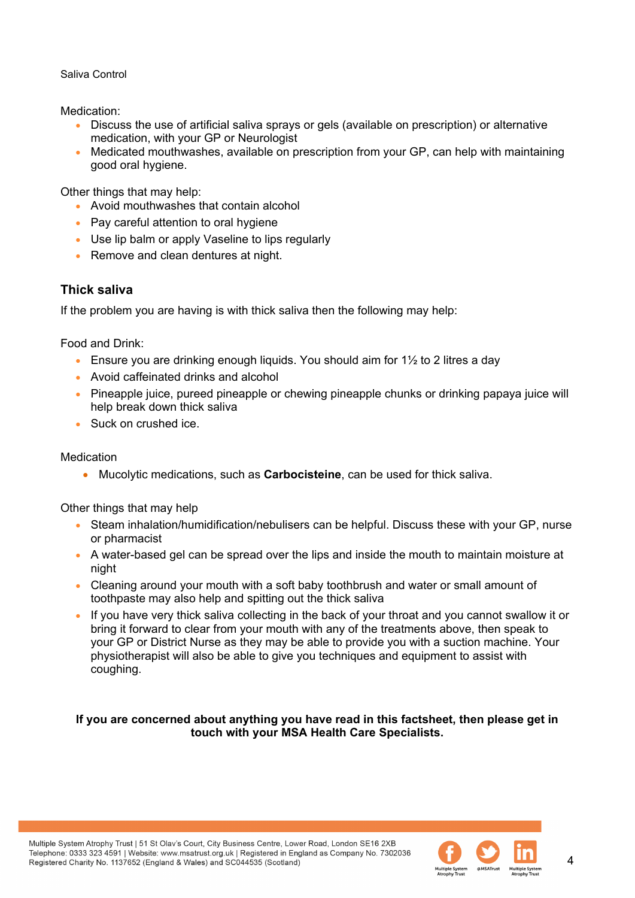Medication:

- Discuss the use of artificial saliva sprays or gels (available on prescription) or alternative medication, with your GP or Neurologist
- Medicated mouthwashes, available on prescription from your GP, can help with maintaining good oral hygiene.

Other things that may help:

- Avoid mouthwashes that contain alcohol
- Pay careful attention to oral hygiene
- Use lip balm or apply Vaseline to lips regularly
- Remove and clean dentures at night.

## Thick saliva

If the problem you are having is with thick saliva then the following may help:

Food and Drink:

- Ensure you are drinking enough liquids. You should aim for 1½ to 2 litres a day
- Avoid caffeinated drinks and alcohol
- Pineapple juice, pureed pineapple or chewing pineapple chunks or drinking papaya juice will help break down thick saliva
- Suck on crushed ice.

Medication

- Mucolytic medications, such as **Carbocisteine**, can be used for thick saliva.

Other things that may help

- Steam inhalation/humidification/nebulisers can be helpful. Discuss these with your GP, nurse or pharmacist
- A water-based gel can be spread over the lips and inside the mouth to maintain moisture at night
- Cleaning around your mouth with a soft baby toothbrush and water or small amount of toothpaste may also help and spitting out the thick saliva
- If you have very thick saliva collecting in the back of your throat and you cannot swallow it or bring it forward to clear from your mouth with any of the treatments above, then speak to your GP or District Nurse as they may be able to provide you with a suction machine. Your physiotherapist will also be able to give you techniques and equipment to assist with coughing.

**If you are concerned about anything you have read in this factsheet, then please get in touch with your MSA Health Care Specialists.**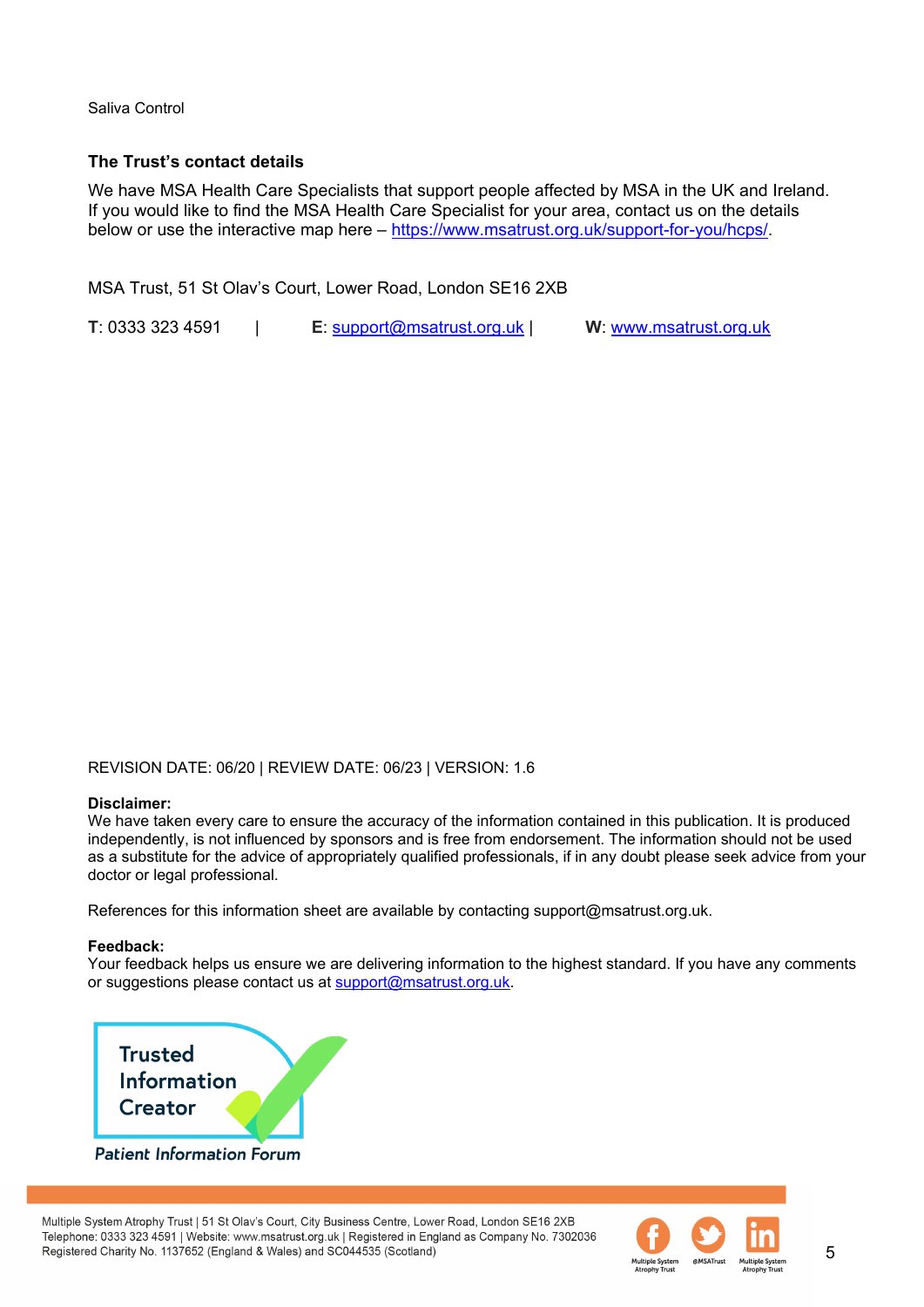## The Trust's contact details

We have MSA Health Care Specialists that support people affected by MSA in the UK and Ireland. If you would like to find the MSA Health Care Specialist for your area, contact us on the details below or use the interactive map here – https://www.msatrust.org.uk/support-for-you/hcps/.

MSA Trust, 51 St Olav's Court, Lower Road, London SE16 2XB

**T**: 0333 323 4591 | **E**: support@msatrust.org.uk | **W**: www.msatrust.org.uk

REVISION DATE: 06/20 | REVIEW DATE: 06/23 | VERSION: 1.6

**Disclaimer:**
We have taken every care to ensure the accuracy of the information contained in this publication. It is produced independently, is not influenced by sponsors and is free from endorsement. The information should not be used as a substitute for the advice of appropriately qualified professionals, if in any doubt please seek advice from your doctor or legal professional.

References for this information sheet are available by contacting support@msatrust.org.uk.

**Feedback:**
Your feedback helps us ensure we are delivering information to the highest standard. If you have any comments or suggestions please contact us at support@msatrust.org.uk.

Trusted Information Creator

*Patient Information Forum*

Multiple System Atrophy Trust | 51 St Olav's Court, City Business Centre, Lower Road, London SE16 2XB
Telephone: 0333 323 4591 | Website: www.msatrust.org.uk | Registered in England as Company No. 7302036
Registered Charity No. 1137652 (England & Wales) and SC044535 (Scotland)